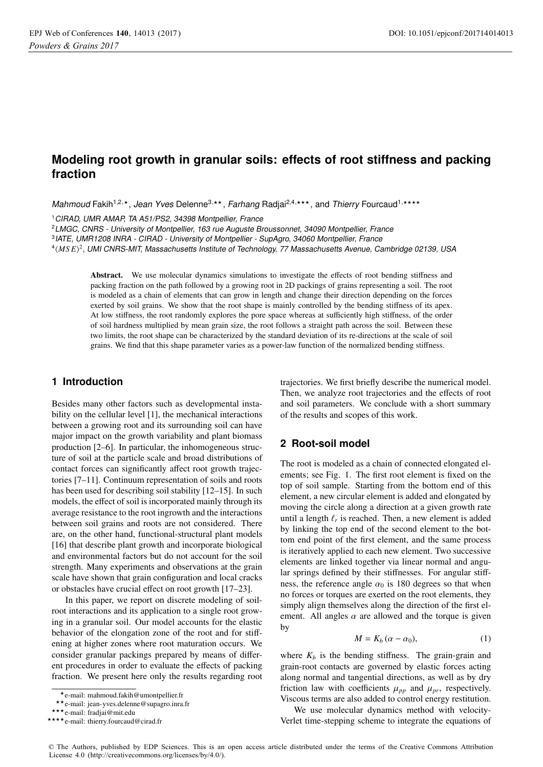# Modeling root growth in granular soils: effects of root stiffness and packing fraction

*Mahmoud* Fakih[1,2,⋆], *Jean Yves* Delenne[3,⋆⋆], *Farhang* Radjai[2,4,⋆⋆⋆], and *Thierry* Fourcaud[1,⋆⋆⋆⋆]

[1]*CIRAD, UMR AMAP, TA A51/PS2, 34398 Montpellier, France*

[2]*LMGC, CNRS - University of Montpellier, 163 rue Auguste Broussonnet, 34090 Montpellier, France*

[3]*IATE, UMR1208 INRA - CIRAD - University of Montpellier - SupAgro, 34060 Montpellier, France*

[4]*⟨MSE⟩[2], UMI CNRS-MIT, Massachusetts Institute of Technology, 77 Massachusetts Avenue, Cambridge 02139, USA*

**Abstract.** We use molecular dynamics simulations to investigate the effects of root bending stiffness and packing fraction on the path followed by a growing root in 2D packings of grains representing a soil. The root is modeled as a chain of elements that can grow in length and change their direction depending on the forces exerted by soil grains. We show that the root shape is mainly controlled by the bending stiffness of its apex. At low stiffness, the root randomly explores the pore space whereas at sufficiently high stiffness, of the order of soil hardness multiplied by mean grain size, the root follows a straight path across the soil. Between these two limits, the root shape can be characterized by the standard deviation of its re-directions at the scale of soil grains. We find that this shape parameter varies as a power-law function of the normalized bending stiffness.

## 1 Introduction

Besides many other factors such as developmental instability on the cellular level [1], the mechanical interactions between a growing root and its surrounding soil can have major impact on the growth variability and plant biomass production [2–6]. In particular, the inhomogeneous structure of soil at the particle scale and broad distributions of contact forces can significantly affect root growth trajectories [7–11]. Continuum representation of soils and roots has been used for describing soil stability [12–15]. In such models, the effect of soil is incorporated mainly through its average resistance to the root ingrowth and the interactions between soil grains and roots are not considered. There are, on the other hand, functional-structural plant models [16] that describe plant growth and incorporate biological and environmental factors but do not account for the soil strength. Many experiments and observations at the grain scale have shown that grain configuration and local cracks or obstacles have crucial effect on root growth [17–23].

In this paper, we report on discrete modeling of soil-root interactions and its application to a single root growing in a granular soil. Our model accounts for the elastic behavior of the elongation zone of the root and for stiffening at higher zones where root maturation occurs. We consider granular packings prepared by means of different procedures in order to evaluate the effects of packing fraction. We present here only the results regarding root trajectories. We first briefly describe the numerical model. Then, we analyze root trajectories and the effects of root and soil parameters. We conclude with a short summary of the results and scopes of this work.

## 2 Root-soil model

The root is modeled as a chain of connected elongated elements; see Fig. 1. The first root element is fixed on the top of soil sample. Starting from the bottom end of this element, a new circular element is added and elongated by moving the circle along a direction at a given growth rate until a length $\ell_r$ is reached. Then, a new element is added by linking the top end of the second element to the bottom end point of the first element, and the same process is iteratively applied to each new element. Two successive elements are linked together via linear normal and angular springs defined by their stiffnesses. For angular stiffness, the reference angle $\alpha_0$ is 180 degrees so that when no forces or torques are exerted on the root elements, they simply align themselves along the direction of the first element. All angles $\alpha$ are allowed and the torque is given by

$$M = K_b\,(\alpha - \alpha_0), \tag{1}$$

where $K_b$ is the bending stiffness. The grain-grain and grain-root contacts are governed by elastic forces acting along normal and tangential directions, as well as by dry friction law with coefficients $\mu_{pp}$ and $\mu_{pr}$, respectively. Viscous terms are also added to control energy restitution.

We use molecular dynamics method with velocity-Verlet time-stepping scheme to integrate the equations of

⋆e-mail: mahmoud.fakih@umontpellier.fr

⋆⋆e-mail: jean-yves.delenne@supagro.inra.fr

⋆⋆⋆e-mail: fradjai@mit.edu

⋆⋆⋆⋆e-mail: thierry.fourcaud@cirad.fr

© The Authors, published by EDP Sciences. This is an open access article distributed under the terms of the Creative Commons Attribution License 4.0 (http://creativecommons.org/licenses/by/4.0/).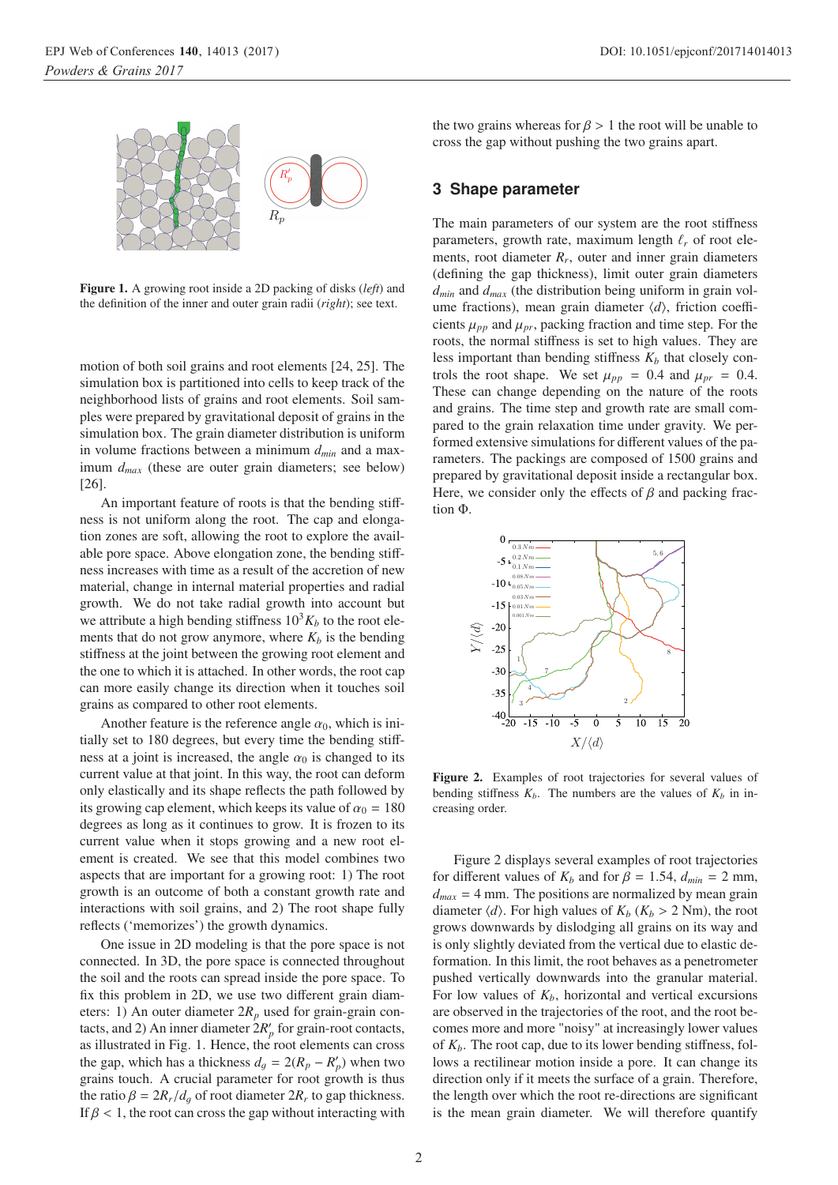Figure 1. A growing root inside a 2D packing of disks (*left*) and the definition of the inner and outer grain radii (*right*); see text.

motion of both soil grains and root elements [24, 25]. The simulation box is partitioned into cells to keep track of the neighborhood lists of grains and root elements. Soil samples were prepared by gravitational deposit of grains in the simulation box. The grain diameter distribution is uniform in volume fractions between a minimum $d_{min}$ and a maximum $d_{max}$ (these are outer grain diameters; see below) [26].

An important feature of roots is that the bending stiffness is not uniform along the root. The cap and elongation zones are soft, allowing the root to explore the available pore space. Above elongation zone, the bending stiffness increases with time as a result of the accretion of new material, change in internal material properties and radial growth. We do not take radial growth into account but we attribute a high bending stiffness $10^3 K_b$ to the root elements that do not grow anymore, where $K_b$ is the bending stiffness at the joint between the growing root element and the one to which it is attached. In other words, the root cap can more easily change its direction when it touches soil grains as compared to other root elements.

Another feature is the reference angle $\alpha_0$, which is initially set to 180 degrees, but every time the bending stiffness at a joint is increased, the angle $\alpha_0$ is changed to its current value at that joint. In this way, the root can deform only elastically and its shape reflects the path followed by its growing cap element, which keeps its value of $\alpha_0 = 180$ degrees as long as it continues to grow. It is frozen to its current value when it stops growing and a new root element is created. We see that this model combines two aspects that are important for a growing root: 1) The root growth is an outcome of both a constant growth rate and interactions with soil grains, and 2) The root shape fully reflects ('memorizes') the growth dynamics.

One issue in 2D modeling is that the pore space is not connected. In 3D, the pore space is connected throughout the soil and the roots can spread inside the pore space. To fix this problem in 2D, we use two different grain diameters: 1) An outer diameter $2R_p$ used for grain-grain contacts, and 2) An inner diameter $2R'_p$ for grain-root contacts, as illustrated in Fig. 1. Hence, the root elements can cross the gap, which has a thickness $d_g = 2(R_p - R'_p)$ when two grains touch. A crucial parameter for root growth is thus the ratio $\beta = 2R_r/d_g$ of root diameter $2R_r$ to gap thickness. If $\beta < 1$, the root can cross the gap without interacting with the two grains whereas for $\beta > 1$ the root will be unable to cross the gap without pushing the two grains apart.

## 3 Shape parameter

The main parameters of our system are the root stiffness parameters, growth rate, maximum length $\ell_r$ of root elements, root diameter $R_r$, outer and inner grain diameters (defining the gap thickness), limit outer grain diameters $d_{min}$ and $d_{max}$ (the distribution being uniform in grain volume fractions), mean grain diameter $\langle d \rangle$, friction coefficients $\mu_{pp}$ and $\mu_{pr}$, packing fraction and time step. For the roots, the normal stiffness is set to high values. They are less important than bending stiffness $K_b$ that closely controls the root shape. We set $\mu_{pp} = 0.4$ and $\mu_{pr} = 0.4$. These can change depending on the nature of the roots and grains. The time step and growth rate are small compared to the grain relaxation time under gravity. We performed extensive simulations for different values of the parameters. The packings are composed of 1500 grains and prepared by gravitational deposit inside a rectangular box. Here, we consider only the effects of $\beta$ and packing fraction $\Phi$.

Figure 2. Examples of root trajectories for several values of bending stiffness $K_b$. The numbers are the values of $K_b$ in increasing order.

Figure 2 displays several examples of root trajectories for different values of $K_b$ and for $\beta = 1.54$, $d_{min} = 2$ mm, $d_{max} = 4$ mm. The positions are normalized by mean grain diameter $\langle d \rangle$. For high values of $K_b$ ($K_b > 2$ Nm), the root grows downwards by dislodging all grains on its way and is only slightly deviated from the vertical due to elastic deformation. In this limit, the root behaves as a penetrometer pushed vertically downwards into the granular material. For low values of $K_b$, horizontal and vertical excursions are observed in the trajectories of the root, and the root becomes more and more "noisy" at increasingly lower values of $K_b$. The root cap, due to its lower bending stiffness, follows a rectilinear motion inside a pore. It can change its direction only if it meets the surface of a grain. Therefore, the length over which the root re-directions are significant is the mean grain diameter. We will therefore quantify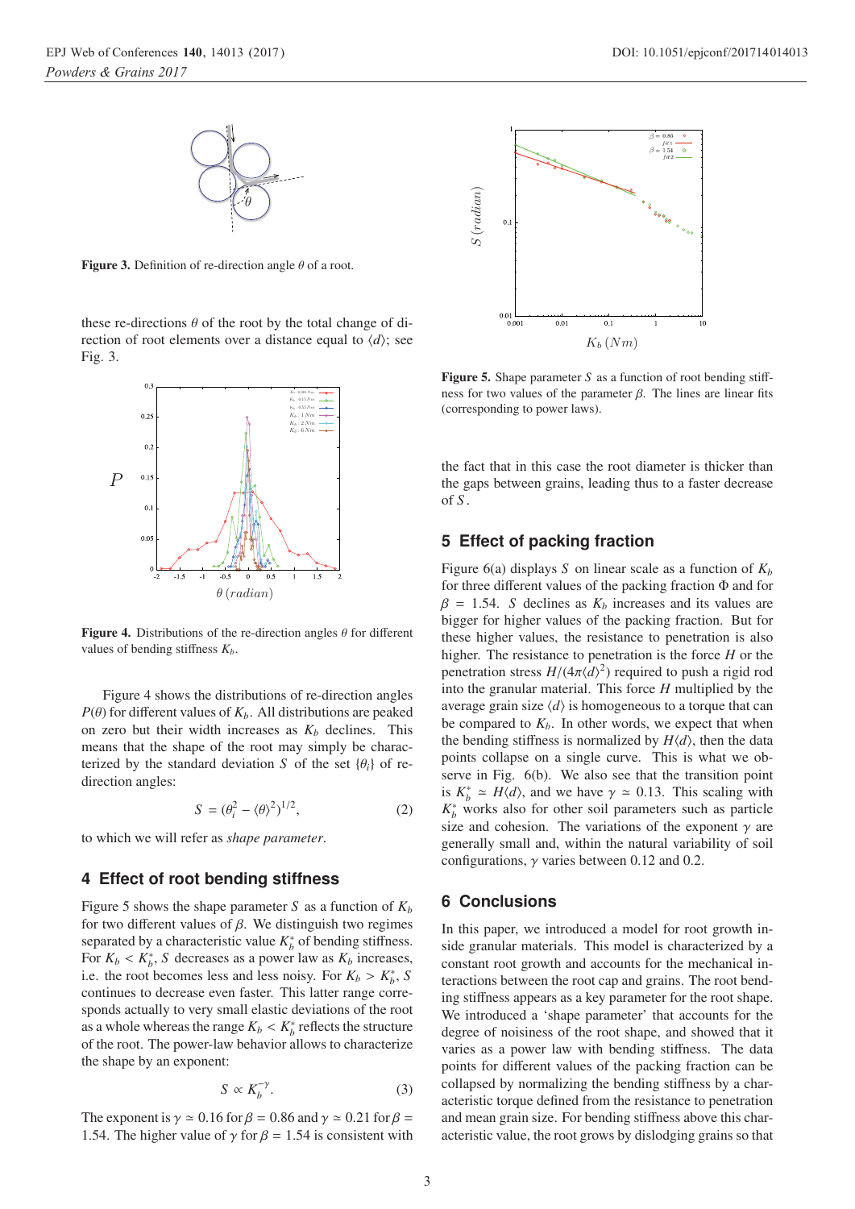Figure 3. Definition of re-direction angle $\theta$ of a root.

these re-directions $\theta$ of the root by the total change of direction of root elements over a distance equal to $\langle d \rangle$; see Fig. 3.

Figure 4. Distributions of the re-direction angles $\theta$ for different values of bending stiffness $K_b$.

Figure 4 shows the distributions of re-direction angles $P(\theta)$ for different values of $K_b$. All distributions are peaked on zero but their width increases as $K_b$ declines. This means that the shape of the root may simply be characterized by the standard deviation $S$ of the set $\{\theta_i\}$ of re-direction angles:

$$S = (\theta_i^2 - \langle\theta\rangle^2)^{1/2}, \tag{2}$$

to which we will refer as *shape parameter*.

## 4 Effect of root bending stiffness

Figure 5 shows the shape parameter $S$ as a function of $K_b$ for two different values of $\beta$. We distinguish two regimes separated by a characteristic value $K_b^*$ of bending stiffness. For $K_b < K_b^*$, $S$ decreases as a power law as $K_b$ increases, i.e. the root becomes less and less noisy. For $K_b > K_b^*$, $S$ continues to decrease even faster. This latter range corresponds actually to very small elastic deviations of the root as a whole whereas the range $K_b < K_b^*$ reflects the structure of the root. The power-law behavior allows to characterize the shape by an exponent:

$$S \propto K_b^{-\gamma}. \tag{3}$$

The exponent is $\gamma \simeq 0.16$ for $\beta = 0.86$ and $\gamma \simeq 0.21$ for $\beta = 1.54$. The higher value of $\gamma$ for $\beta = 1.54$ is consistent with

Figure 5. Shape parameter $S$ as a function of root bending stiffness for two values of the parameter $\beta$. The lines are linear fits (corresponding to power laws).

the fact that in this case the root diameter is thicker than the gaps between grains, leading thus to a faster decrease of $S$.

## 5 Effect of packing fraction

Figure 6(a) displays $S$ on linear scale as a function of $K_b$ for three different values of the packing fraction $\Phi$ and for $\beta = 1.54$. $S$ declines as $K_b$ increases and its values are bigger for higher values of the packing fraction. But for these higher values, the resistance to penetration is also higher. The resistance to penetration is the force $H$ or the penetration stress $H/(4\pi\langle d\rangle^2)$ required to push a rigid rod into the granular material. This force $H$ multiplied by the average grain size $\langle d\rangle$ is homogeneous to a torque that can be compared to $K_b$. In other words, we expect that when the bending stiffness is normalized by $H\langle d\rangle$, then the data points collapse on a single curve. This is what we observe in Fig. 6(b). We also see that the transition point is $K_b^* \simeq H\langle d\rangle$, and we have $\gamma \simeq 0.13$. This scaling with $K_b^*$ works also for other soil parameters such as particle size and cohesion. The variations of the exponent $\gamma$ are generally small and, within the natural variability of soil configurations, $\gamma$ varies between 0.12 and 0.2.

## 6 Conclusions

In this paper, we introduced a model for root growth inside granular materials. This model is characterized by a constant root growth and accounts for the mechanical interactions between the root cap and grains. The root bending stiffness appears as a key parameter for the root shape. We introduced a 'shape parameter' that accounts for the degree of noisiness of the root shape, and showed that it varies as a power law with bending stiffness. The data points for different values of the packing fraction can be collapsed by normalizing the bending stiffness by a characteristic torque defined from the resistance to penetration and mean grain size. For bending stiffness above this characteristic value, the root grows by dislodging grains so that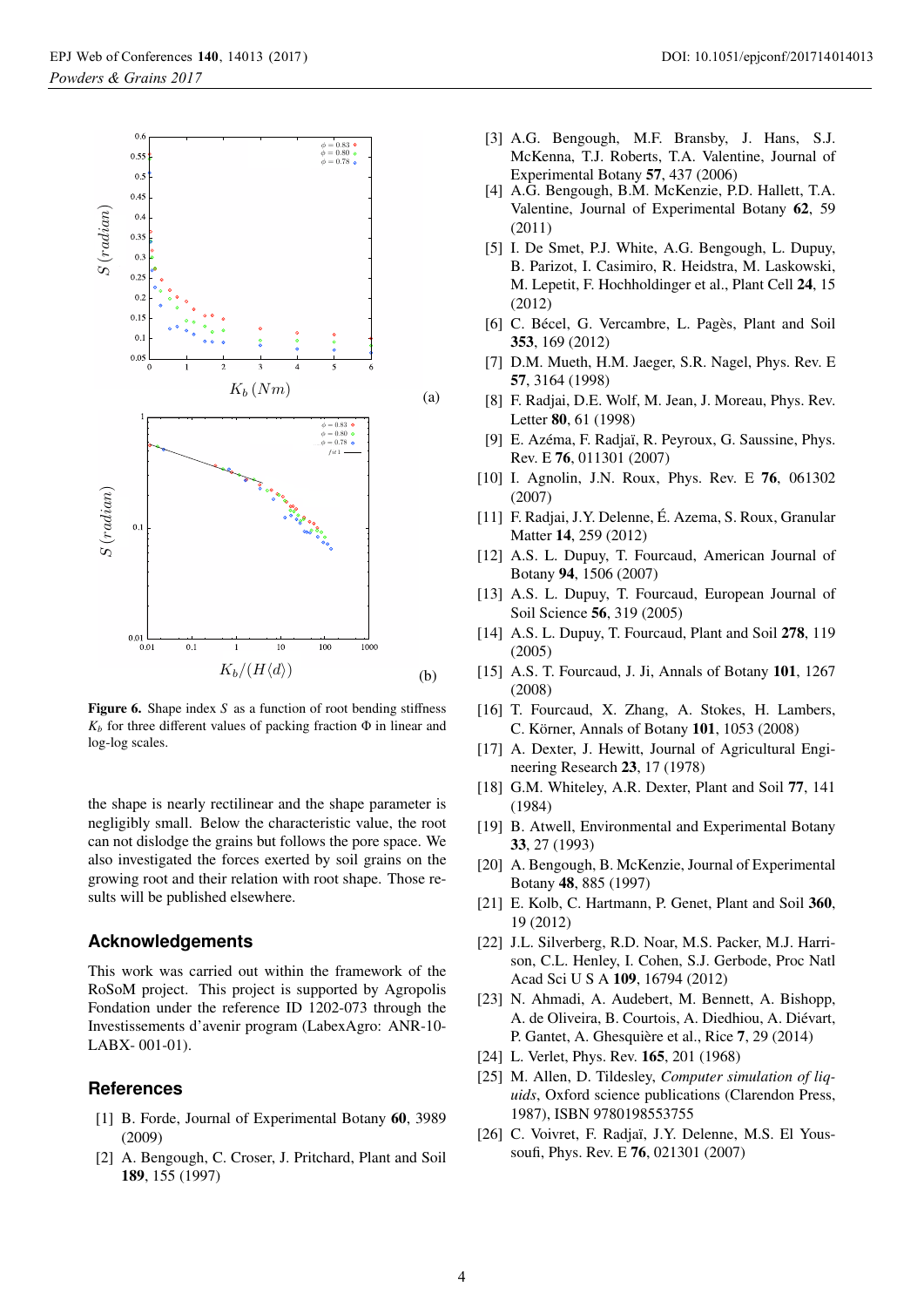$\phi = 0.83$
$\phi = 0.80$
$\phi = 0.78$

0.6
0.55
0.5
0.45
0.4
0.35
0.3
0.25
0.2
0.15
0.1
0.05

0 1 2 3 4 5 6

$S\,(radian)$

$K_b\,(Nm)$

(a)

$\phi = 0.83$
$\phi = 0.80$
$\phi = 0.78$
$fit\,1$

1
0.1
0.01

0.01 0.1 1 10 100 1000

$S\,(radian)$

$K_b/(H\langle d\rangle)$

(b)

**Figure 6.** Shape index $S$ as a function of root bending stiffness $K_b$ for three different values of packing fraction $\Phi$ in linear and log-log scales.

the shape is nearly rectilinear and the shape parameter is negligibly small. Below the characteristic value, the root can not dislodge the grains but follows the pore space. We also investigated the forces exerted by soil grains on the growing root and their relation with root shape. Those results will be published elsewhere.

## Acknowledgements

This work was carried out within the framework of the RoSoM project. This project is supported by Agropolis Fondation under the reference ID 1202-073 through the Investissements d'avenir program (LabexAgro: ANR-10-LABX- 001-01).

## References

[1] B. Forde, Journal of Experimental Botany **60**, 3989 (2009)

[2] A. Bengough, C. Croser, J. Pritchard, Plant and Soil **189**, 155 (1997)

[3] A.G. Bengough, M.F. Bransby, J. Hans, S.J. McKenna, T.J. Roberts, T.A. Valentine, Journal of Experimental Botany **57**, 437 (2006)

[4] A.G. Bengough, B.M. McKenzie, P.D. Hallett, T.A. Valentine, Journal of Experimental Botany **62**, 59 (2011)

[5] I. De Smet, P.J. White, A.G. Bengough, L. Dupuy, B. Parizot, I. Casimiro, R. Heidstra, M. Laskowski, M. Lepetit, F. Hochholdinger et al., Plant Cell **24**, 15 (2012)

[6] C. Bécel, G. Vercambre, L. Pagès, Plant and Soil **353**, 169 (2012)

[7] D.M. Mueth, H.M. Jaeger, S.R. Nagel, Phys. Rev. E **57**, 3164 (1998)

[8] F. Radjai, D.E. Wolf, M. Jean, J. Moreau, Phys. Rev. Letter **80**, 61 (1998)

[9] E. Azéma, F. Radjaï, R. Peyroux, G. Saussine, Phys. Rev. E **76**, 011301 (2007)

[10] I. Agnolin, J.N. Roux, Phys. Rev. E **76**, 061302 (2007)

[11] F. Radjai, J.Y. Delenne, É. Azema, S. Roux, Granular Matter **14**, 259 (2012)

[12] A.S. L. Dupuy, T. Fourcaud, American Journal of Botany **94**, 1506 (2007)

[13] A.S. L. Dupuy, T. Fourcaud, European Journal of Soil Science **56**, 319 (2005)

[14] A.S. L. Dupuy, T. Fourcaud, Plant and Soil **278**, 119 (2005)

[15] A.S. T. Fourcaud, J. Ji, Annals of Botany **101**, 1267 (2008)

[16] T. Fourcaud, X. Zhang, A. Stokes, H. Lambers, C. Körner, Annals of Botany **101**, 1053 (2008)

[17] A. Dexter, J. Hewitt, Journal of Agricultural Engineering Research **23**, 17 (1978)

[18] G.M. Whiteley, A.R. Dexter, Plant and Soil **77**, 141 (1984)

[19] B. Atwell, Environmental and Experimental Botany **33**, 27 (1993)

[20] A. Bengough, B. McKenzie, Journal of Experimental Botany **48**, 885 (1997)

[21] E. Kolb, C. Hartmann, P. Genet, Plant and Soil **360**, 19 (2012)

[22] J.L. Silverberg, R.D. Noar, M.S. Packer, M.J. Harrison, C.L. Henley, I. Cohen, S.J. Gerbode, Proc Natl Acad Sci U S A **109**, 16794 (2012)

[23] N. Ahmadi, A. Audebert, M. Bennett, A. Bishopp, A. de Oliveira, B. Courtois, A. Diedhiou, A. Diévart, P. Gantet, A. Ghesquière et al., Rice **7**, 29 (2014)

[24] L. Verlet, Phys. Rev. **165**, 201 (1968)

[25] M. Allen, D. Tildesley, *Computer simulation of liquids*, Oxford science publications (Clarendon Press, 1987), ISBN 9780198553755

[26] C. Voivret, F. Radjaï, J.Y. Delenne, M.S. El Youssoufi, Phys. Rev. E **76**, 021301 (2007)